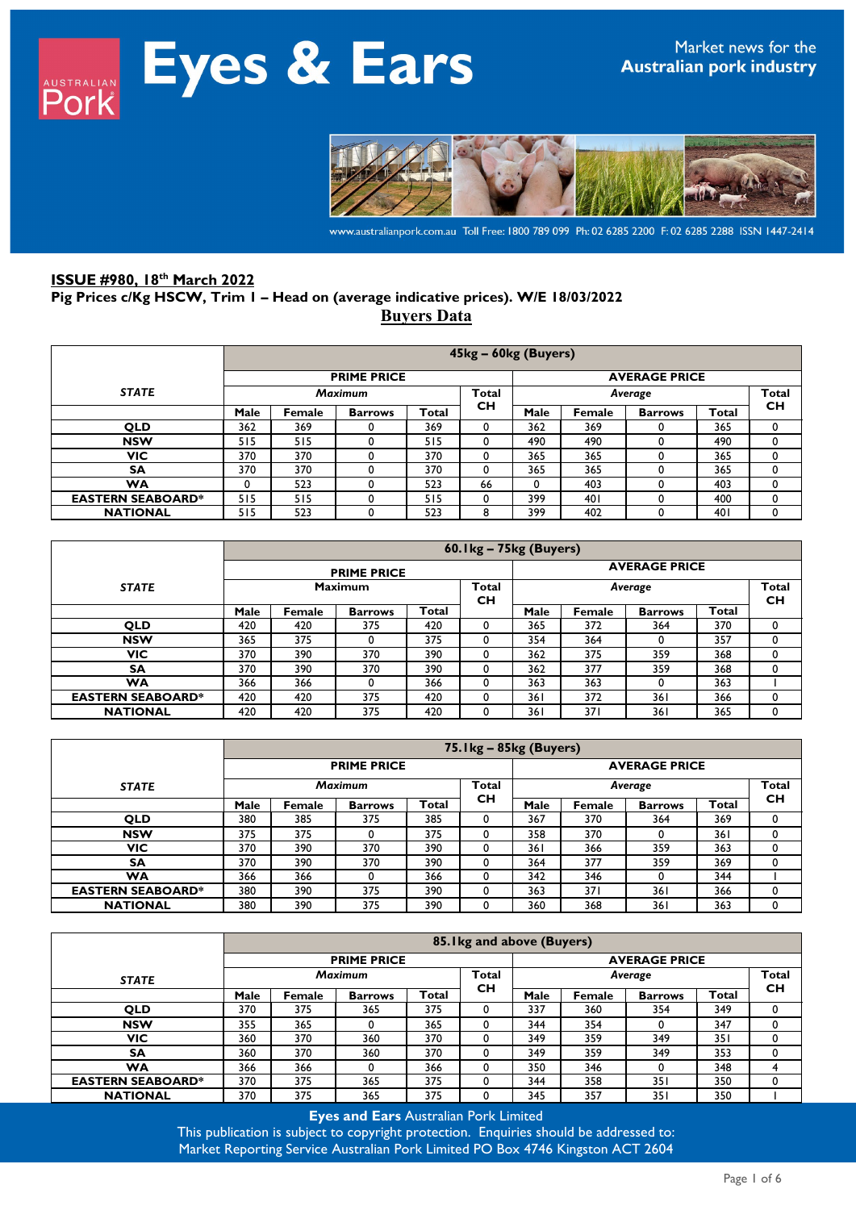# Eyes & Ears

Market news for the **Australian pork industry**

www.australianpork.com.au Toll Free: 1800 789 099 Ph: 02 6285 2200 F: 02 6285 2288 ISSN 1447-2414

**ISSUE #980, 18th March 2022**

**Pig Prices c/Kg HSCW, Trim 1 – Head on (average indicative prices). W/E 18/03/2022**

**Buyers Data**

| STATE | 45kg – 60kg (Buyers) | | | | | | | | | |
|---|---|---|---|---|---|---|---|---|---|---|
| | PRIME PRICE | | | | | AVERAGE PRICE | | | | |
| | *Maximum* | | | | Total CH | *Average* | | | | Total CH |
| | Male | Female | Barrows | Total | | Male | Female | Barrows | Total | |
| QLD | 362 | 369 | 0 | 369 | 0 | 362 | 369 | 0 | 365 | 0 |
| NSW | 515 | 515 | 0 | 515 | 0 | 490 | 490 | 0 | 490 | 0 |
| VIC | 370 | 370 | 0 | 370 | 0 | 365 | 365 | 0 | 365 | 0 |
| SA | 370 | 370 | 0 | 370 | 0 | 365 | 365 | 0 | 365 | 0 |
| WA | 0 | 523 | 0 | 523 | 66 | 0 | 403 | 0 | 403 | 0 |
| EASTERN SEABOARD* | 515 | 515 | 0 | 515 | 0 | 399 | 401 | 0 | 400 | 0 |
| NATIONAL | 515 | 523 | 0 | 523 | 8 | 399 | 402 | 0 | 401 | 0 |

| STATE | 60.1kg – 75kg (Buyers) | | | | | | | | | |
|---|---|---|---|---|---|---|---|---|---|---|
| | PRIME PRICE | | | | | AVERAGE PRICE | | | | |
| | Maximum | | | | Total CH | *Average* | | | | Total CH |
| | Male | Female | Barrows | Total | | Male | Female | Barrows | Total | |
| QLD | 420 | 420 | 375 | 420 | 0 | 365 | 372 | 364 | 370 | 0 |
| NSW | 365 | 375 | 0 | 375 | 0 | 354 | 364 | 0 | 357 | 0 |
| VIC | 370 | 390 | 370 | 390 | 0 | 362 | 375 | 359 | 368 | 0 |
| SA | 370 | 390 | 370 | 390 | 0 | 362 | 377 | 359 | 368 | 0 |
| WA | 366 | 366 | 0 | 366 | 0 | 363 | 363 | 0 | 363 | 1 |
| EASTERN SEABOARD* | 420 | 420 | 375 | 420 | 0 | 361 | 372 | 361 | 366 | 0 |
| NATIONAL | 420 | 420 | 375 | 420 | 0 | 361 | 371 | 361 | 365 | 0 |

| STATE | 75.1kg – 85kg (Buyers) | | | | | | | | | |
|---|---|---|---|---|---|---|---|---|---|---|
| | PRIME PRICE | | | | | AVERAGE PRICE | | | | |
| | *Maximum* | | | | Total CH | *Average* | | | | Total CH |
| | Male | Female | Barrows | Total | | Male | Female | Barrows | Total | |
| QLD | 380 | 385 | 375 | 385 | 0 | 367 | 370 | 364 | 369 | 0 |
| NSW | 375 | 375 | 0 | 375 | 0 | 358 | 370 | 0 | 361 | 0 |
| VIC | 370 | 390 | 370 | 390 | 0 | 361 | 366 | 359 | 363 | 0 |
| SA | 370 | 390 | 370 | 390 | 0 | 364 | 377 | 359 | 369 | 0 |
| WA | 366 | 366 | 0 | 366 | 0 | 342 | 346 | 0 | 344 | 1 |
| EASTERN SEABOARD* | 380 | 390 | 375 | 390 | 0 | 363 | 371 | 361 | 366 | 0 |
| NATIONAL | 380 | 390 | 375 | 390 | 0 | 360 | 368 | 361 | 363 | 0 |

| STATE | 85.1kg and above (Buyers) | | | | | | | | | |
|---|---|---|---|---|---|---|---|---|---|---|
| | PRIME PRICE | | | | | AVERAGE PRICE | | | | |
| | *Maximum* | | | | Total CH | *Average* | | | | Total CH |
| | Male | Female | Barrows | Total | | Male | Female | Barrows | Total | |
| QLD | 370 | 375 | 365 | 375 | 0 | 337 | 360 | 354 | 349 | 0 |
| NSW | 355 | 365 | 0 | 365 | 0 | 344 | 354 | 0 | 347 | 0 |
| VIC | 360 | 370 | 360 | 370 | 0 | 349 | 359 | 349 | 351 | 0 |
| SA | 360 | 370 | 360 | 370 | 0 | 349 | 359 | 349 | 353 | 0 |
| WA | 366 | 366 | 0 | 366 | 0 | 350 | 346 | 0 | 348 | 4 |
| EASTERN SEABOARD* | 370 | 375 | 365 | 375 | 0 | 344 | 358 | 351 | 350 | 0 |
| NATIONAL | 370 | 375 | 365 | 375 | 0 | 345 | 357 | 351 | 350 | 1 |

**Eyes and Ears** Australian Pork Limited
This publication is subject to copyright protection. Enquiries should be addressed to:
Market Reporting Service Australian Pork Limited PO Box 4746 Kingston ACT 2604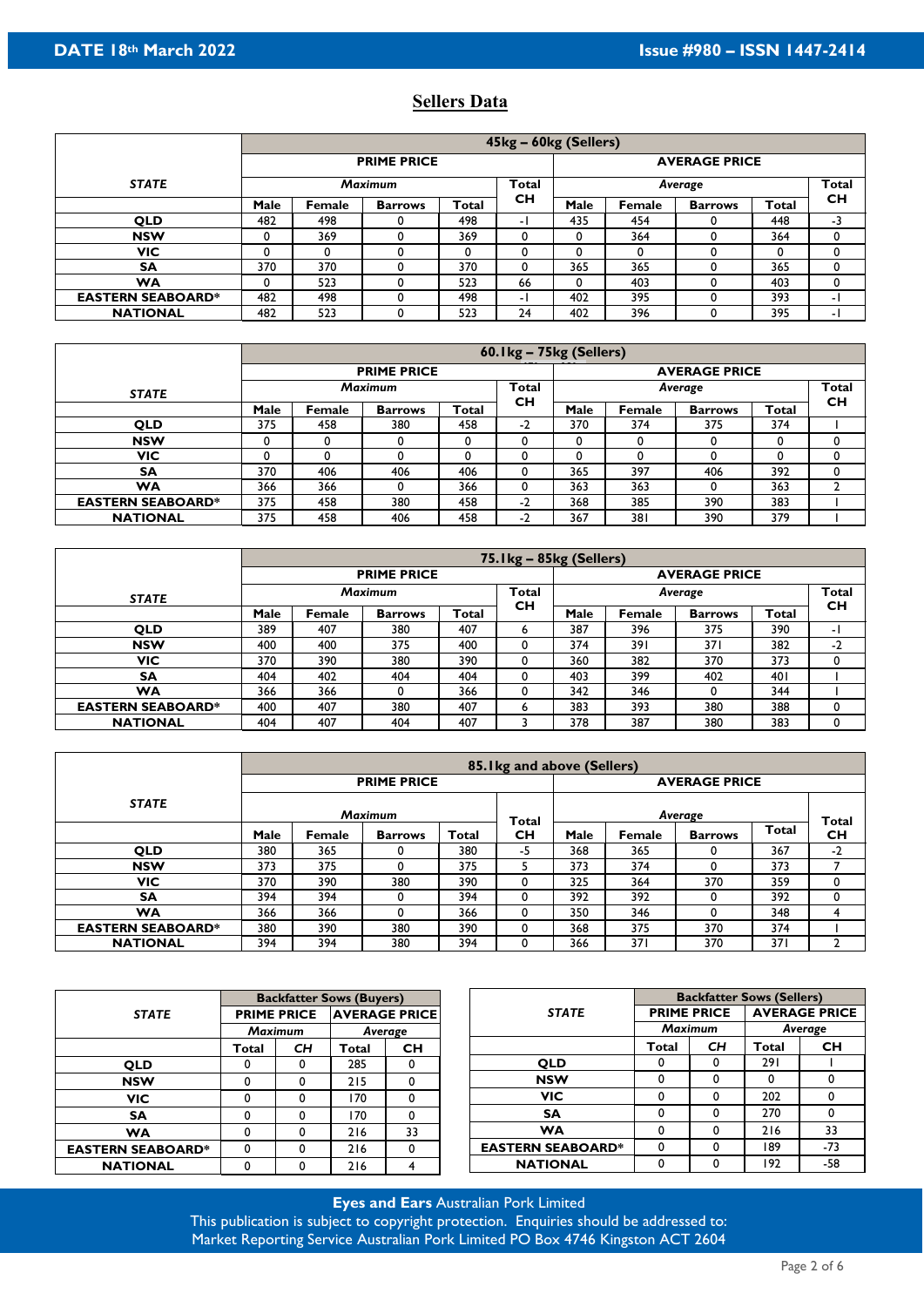# Sellers Data

| STATE | 45kg – 60kg (Sellers) | | | | | | | | | |
|---|---|---|---|---|---|---|---|---|---|---|
| | PRIME PRICE | | | | | AVERAGE PRICE | | | | |
| | *Maximum* | | | | Total CH | *Average* | | | | Total CH |
| | Male | Female | Barrows | Total | | Male | Female | Barrows | Total | |
| **QLD** | 482 | 498 | 0 | 498 | -1 | 435 | 454 | 0 | 448 | -3 |
| **NSW** | 0 | 369 | 0 | 369 | 0 | 0 | 364 | 0 | 364 | 0 |
| **VIC** | 0 | 0 | 0 | 0 | 0 | 0 | 0 | 0 | 0 | 0 |
| **SA** | 370 | 370 | 0 | 370 | 0 | 365 | 365 | 0 | 365 | 0 |
| **WA** | 0 | 523 | 0 | 523 | 66 | 0 | 403 | 0 | 403 | 0 |
| **EASTERN SEABOARD*** | 482 | 498 | 0 | 498 | -1 | 402 | 395 | 0 | 393 | -1 |
| **NATIONAL** | 482 | 523 | 0 | 523 | 24 | 402 | 396 | 0 | 395 | -1 |

| STATE | 60.1kg – 75kg (Sellers) | | | | | | | | | |
|---|---|---|---|---|---|---|---|---|---|---|
| | PRIME PRICE | | | | | AVERAGE PRICE | | | | |
| | *Maximum* | | | | Total CH | *Average* | | | | Total CH |
| | Male | Female | Barrows | Total | | Male | Female | Barrows | Total | |
| **QLD** | 375 | 458 | 380 | 458 | -2 | 370 | 374 | 375 | 374 | 1 |
| **NSW** | 0 | 0 | 0 | 0 | 0 | 0 | 0 | 0 | 0 | 0 |
| **VIC** | 0 | 0 | 0 | 0 | 0 | 0 | 0 | 0 | 0 | 0 |
| **SA** | 370 | 406 | 406 | 406 | 0 | 365 | 397 | 406 | 392 | 0 |
| **WA** | 366 | 366 | 0 | 366 | 0 | 363 | 363 | 0 | 363 | 2 |
| **EASTERN SEABOARD*** | 375 | 458 | 380 | 458 | -2 | 368 | 385 | 390 | 383 | 1 |
| **NATIONAL** | 375 | 458 | 406 | 458 | -2 | 367 | 381 | 390 | 379 | 1 |

| STATE | 75.1kg – 85kg (Sellers) | | | | | | | | | |
|---|---|---|---|---|---|---|---|---|---|---|
| | PRIME PRICE | | | | | AVERAGE PRICE | | | | |
| | *Maximum* | | | | Total CH | *Average* | | | | Total CH |
| | Male | Female | Barrows | Total | | Male | Female | Barrows | Total | |
| **QLD** | 389 | 407 | 380 | 407 | 6 | 387 | 396 | 375 | 390 | -1 |
| **NSW** | 400 | 400 | 375 | 400 | 0 | 374 | 391 | 371 | 382 | -2 |
| **VIC** | 370 | 390 | 380 | 390 | 0 | 360 | 382 | 370 | 373 | 0 |
| **SA** | 404 | 402 | 404 | 404 | 0 | 403 | 399 | 402 | 401 | 1 |
| **WA** | 366 | 366 | 0 | 366 | 0 | 342 | 346 | 0 | 344 | 1 |
| **EASTERN SEABOARD*** | 400 | 407 | 380 | 407 | 6 | 383 | 393 | 380 | 388 | 0 |
| **NATIONAL** | 404 | 407 | 404 | 407 | 3 | 378 | 387 | 380 | 383 | 0 |

| STATE | 85.1kg and above (Sellers) | | | | | | | | | |
|---|---|---|---|---|---|---|---|---|---|---|
| | PRIME PRICE | | | | | AVERAGE PRICE | | | | |
| | *Maximum* | | | | Total CH | *Average* | | | | Total CH |
| | Male | Female | Barrows | Total | | Male | Female | Barrows | Total | |
| **QLD** | 380 | 365 | 0 | 380 | -5 | 368 | 365 | 0 | 367 | -2 |
| **NSW** | 373 | 375 | 0 | 375 | 5 | 373 | 374 | 0 | 373 | 7 |
| **VIC** | 370 | 390 | 380 | 390 | 0 | 325 | 364 | 370 | 359 | 0 |
| **SA** | 394 | 394 | 0 | 394 | 0 | 392 | 392 | 0 | 392 | 0 |
| **WA** | 366 | 366 | 0 | 366 | 0 | 350 | 346 | 0 | 348 | 4 |
| **EASTERN SEABOARD*** | 380 | 390 | 380 | 390 | 0 | 368 | 375 | 370 | 374 | 1 |
| **NATIONAL** | 394 | 394 | 380 | 394 | 0 | 366 | 371 | 370 | 371 | 2 |

| STATE | Backfatter Sows (Buyers) | | | |
|---|---|---|---|---|
| | PRIME PRICE | | AVERAGE PRICE | |
| | *Maximum* | | *Average* | |
| | Total | CH | Total | CH |
| **QLD** | 0 | 0 | 285 | 0 |
| **NSW** | 0 | 0 | 215 | 0 |
| **VIC** | 0 | 0 | 170 | 0 |
| **SA** | 0 | 0 | 170 | 0 |
| **WA** | 0 | 0 | 216 | 33 |
| **EASTERN SEABOARD*** | 0 | 0 | 216 | 0 |
| **NATIONAL** | 0 | 0 | 216 | 4 |

| STATE | Backfatter Sows (Sellers) | | | |
|---|---|---|---|---|
| | PRIME PRICE | | AVERAGE PRICE | |
| | *Maximum* | | *Average* | |
| | Total | CH | Total | CH |
| **QLD** | 0 | 0 | 291 | 1 |
| **NSW** | 0 | 0 | 0 | 0 |
| **VIC** | 0 | 0 | 202 | 0 |
| **SA** | 0 | 0 | 270 | 0 |
| **WA** | 0 | 0 | 216 | 33 |
| **EASTERN SEABOARD*** | 0 | 0 | 189 | -73 |
| **NATIONAL** | 0 | 0 | 192 | -58 |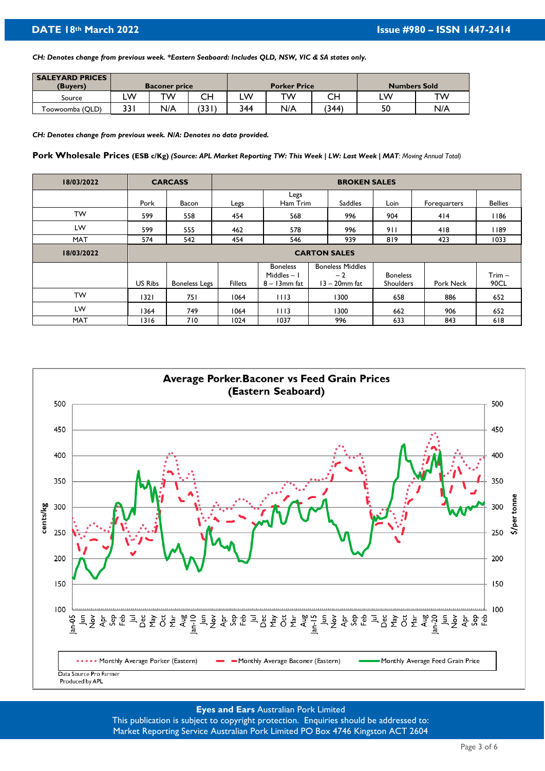**DATE 18th March 2022** **Issue #980 – ISSN 1447-2414**

*CH: Denotes change from previous week. *Eastern Seaboard: Includes QLD, NSW, VIC & SA states only.*

| SALEYARD PRICES (Buyers) | Baconer price | | | Porker Price | | | Numbers Sold | |
|---|---|---|---|---|---|---|---|---|
| Source | LW | TW | CH | LW | TW | CH | LW | TW |
| Toowoomba (QLD) | 331 | N/A | (331) | 344 | N/A | (344) | 50 | N/A |

*CH: Denotes change from previous week. N/A: Denotes no data provided.*

**Pork Wholesale Prices (ESB c/Kg)** ***(Source: APL Market Reporting TW: This Week | LW: Last Week | MAT**: Moving Annual Total)*

| 18/03/2022 | CARCASS | | BROKEN SALES | | | | | |
|---|---|---|---|---|---|---|---|---|
| | Pork | Bacon | Legs | Legs Ham Trim | Saddles | Loin | Forequarters | Bellies |
| TW | 599 | 558 | 454 | 568 | 996 | 904 | 414 | 1186 |
| LW | 599 | 555 | 462 | 578 | 996 | 911 | 418 | 1189 |
| MAT | 574 | 542 | 454 | 546 | 939 | 819 | 423 | 1033 |
| **18/03/2022** | **CARTON SALES** | | | | | | | |
| | US Ribs | Boneless Legs | Fillets | Boneless Middles – 1 8 – 13mm fat | Boneless Middles – 2 13 – 20mm fat | Boneless Shoulders | Pork Neck | Trim – 90CL |
| TW | 1321 | 751 | 1064 | 1113 | 1300 | 658 | 886 | 652 |
| LW | 1364 | 749 | 1064 | 1113 | 1300 | 662 | 906 | 652 |
| MAT | 1316 | 710 | 1024 | 1037 | 996 | 633 | 843 | 618 |

**Average Porker.Baconer vs Feed Grain Prices (Eastern Seaboard)**

Legend: Monthly Average Porker (Eastern); Monthly Average Baconer (Eastern); Monthly Average Feed Grain Price

Data Source Pro Farmer
Produced by APL

**Eyes and Ears** Australian Pork Limited
This publication is subject to copyright protection. Enquiries should be addressed to:
Market Reporting Service Australian Pork Limited PO Box 4746 Kingston ACT 2604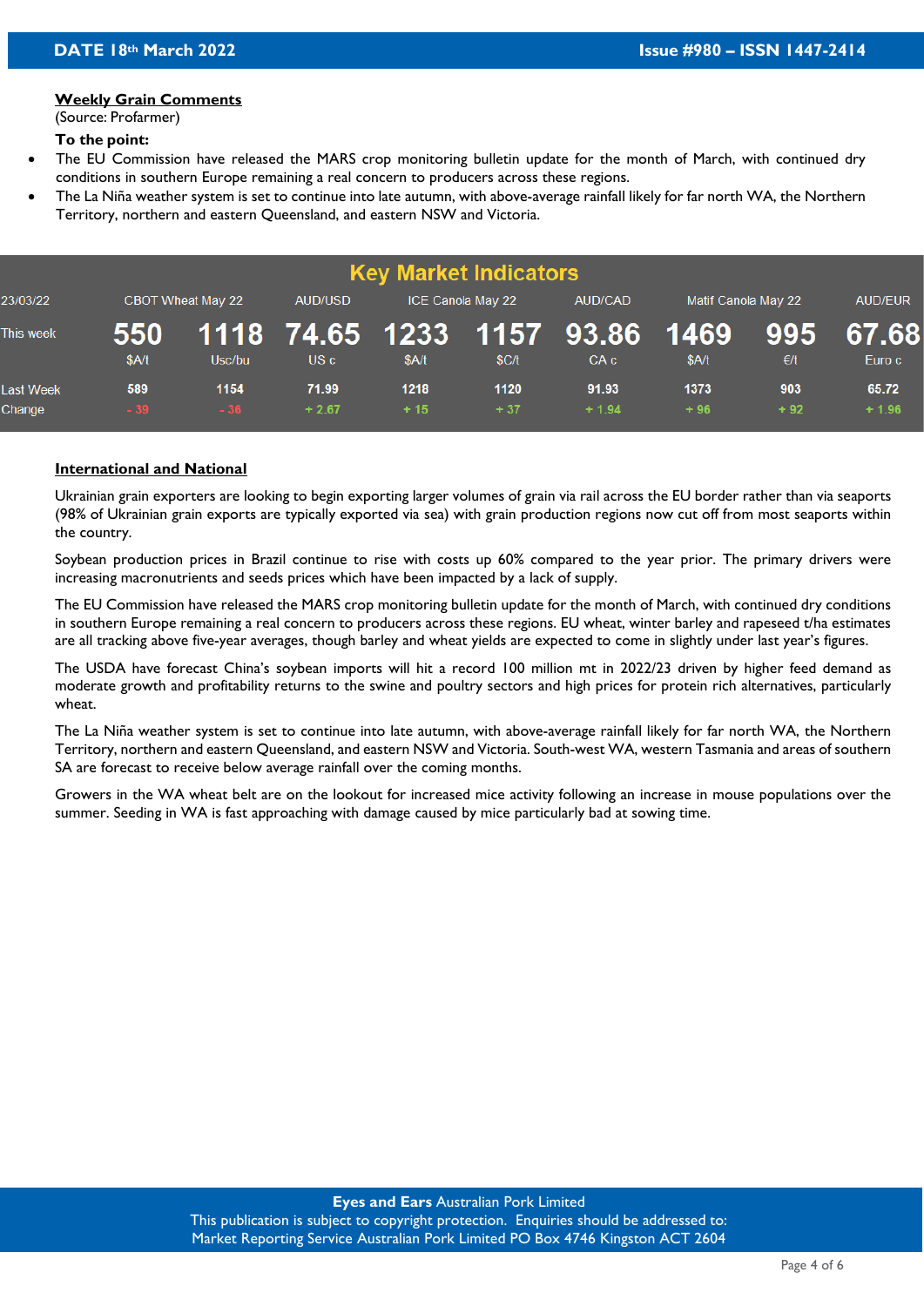## Weekly Grain Comments

(Source: Profarmer)

**To the point:**

- The EU Commission have released the MARS crop monitoring bulletin update for the month of March, with continued dry conditions in southern Europe remaining a real concern to producers across these regions.
- The La Niña weather system is set to continue into late autumn, with above-average rainfall likely for far north WA, the Northern Territory, northern and eastern Queensland, and eastern NSW and Victoria.

### Key Market Indicators

| 23/03/22 | | CBOT Wheat May 22 | AUD/USD | ICE Canola May 22 | | AUD/CAD | Matif Canola May 22 | | AUD/EUR |
|---|---|---|---|---|---|---|---|---|---|
| This week | 550 | 1118 | 74.65 | 1233 | 1157 | 93.86 | 1469 | 995 | 67.68 |
| | $A/t | Usc/bu | US c | $A/t | $C/t | CA c | $A/t | €/t | Euro c |
| Last Week | 589 | 1154 | 71.99 | 1218 | 1120 | 91.93 | 1373 | 903 | 65.72 |
| Change | - 39 | - 36 | + 2.67 | + 15 | + 37 | + 1.94 | + 96 | + 92 | + 1.96 |

## International and National

Ukrainian grain exporters are looking to begin exporting larger volumes of grain via rail across the EU border rather than via seaports (98% of Ukrainian grain exports are typically exported via sea) with grain production regions now cut off from most seaports within the country.

Soybean production prices in Brazil continue to rise with costs up 60% compared to the year prior. The primary drivers were increasing macronutrients and seeds prices which have been impacted by a lack of supply.

The EU Commission have released the MARS crop monitoring bulletin update for the month of March, with continued dry conditions in southern Europe remaining a real concern to producers across these regions. EU wheat, winter barley and rapeseed t/ha estimates are all tracking above five-year averages, though barley and wheat yields are expected to come in slightly under last year's figures.

The USDA have forecast China's soybean imports will hit a record 100 million mt in 2022/23 driven by higher feed demand as moderate growth and profitability returns to the swine and poultry sectors and high prices for protein rich alternatives, particularly wheat.

The La Niña weather system is set to continue into late autumn, with above-average rainfall likely for far north WA, the Northern Territory, northern and eastern Queensland, and eastern NSW and Victoria. South-west WA, western Tasmania and areas of southern SA are forecast to receive below average rainfall over the coming months.

Growers in the WA wheat belt are on the lookout for increased mice activity following an increase in mouse populations over the summer. Seeding in WA is fast approaching with damage caused by mice particularly bad at sowing time.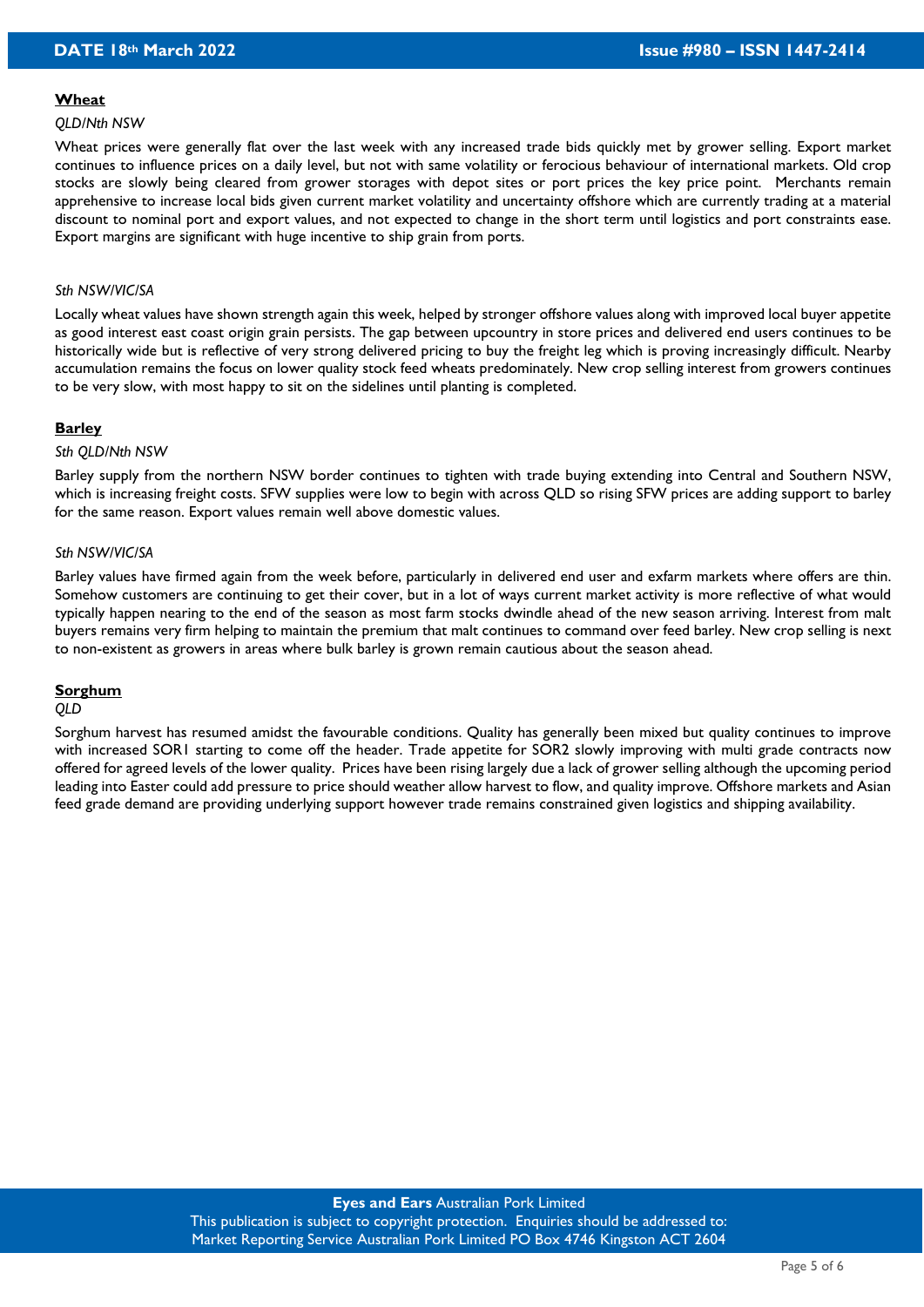## Wheat

*QLD/Nth NSW*

Wheat prices were generally flat over the last week with any increased trade bids quickly met by grower selling. Export market continues to influence prices on a daily level, but not with same volatility or ferocious behaviour of international markets. Old crop stocks are slowly being cleared from grower storages with depot sites or port prices the key price point. Merchants remain apprehensive to increase local bids given current market volatility and uncertainty offshore which are currently trading at a material discount to nominal port and export values, and not expected to change in the short term until logistics and port constraints ease. Export margins are significant with huge incentive to ship grain from ports.

*Sth NSW/VIC/SA*

Locally wheat values have shown strength again this week, helped by stronger offshore values along with improved local buyer appetite as good interest east coast origin grain persists. The gap between upcountry in store prices and delivered end users continues to be historically wide but is reflective of very strong delivered pricing to buy the freight leg which is proving increasingly difficult. Nearby accumulation remains the focus on lower quality stock feed wheats predominately. New crop selling interest from growers continues to be very slow, with most happy to sit on the sidelines until planting is completed.

## Barley

*Sth QLD/Nth NSW*

Barley supply from the northern NSW border continues to tighten with trade buying extending into Central and Southern NSW, which is increasing freight costs. SFW supplies were low to begin with across QLD so rising SFW prices are adding support to barley for the same reason. Export values remain well above domestic values.

*Sth NSW/VIC/SA*

Barley values have firmed again from the week before, particularly in delivered end user and exfarm markets where offers are thin. Somehow customers are continuing to get their cover, but in a lot of ways current market activity is more reflective of what would typically happen nearing to the end of the season as most farm stocks dwindle ahead of the new season arriving. Interest from malt buyers remains very firm helping to maintain the premium that malt continues to command over feed barley. New crop selling is next to non-existent as growers in areas where bulk barley is grown remain cautious about the season ahead.

## Sorghum

*QLD*

Sorghum harvest has resumed amidst the favourable conditions. Quality has generally been mixed but quality continues to improve with increased SOR1 starting to come off the header. Trade appetite for SOR2 slowly improving with multi grade contracts now offered for agreed levels of the lower quality. Prices have been rising largely due a lack of grower selling although the upcoming period leading into Easter could add pressure to price should weather allow harvest to flow, and quality improve. Offshore markets and Asian feed grade demand are providing underlying support however trade remains constrained given logistics and shipping availability.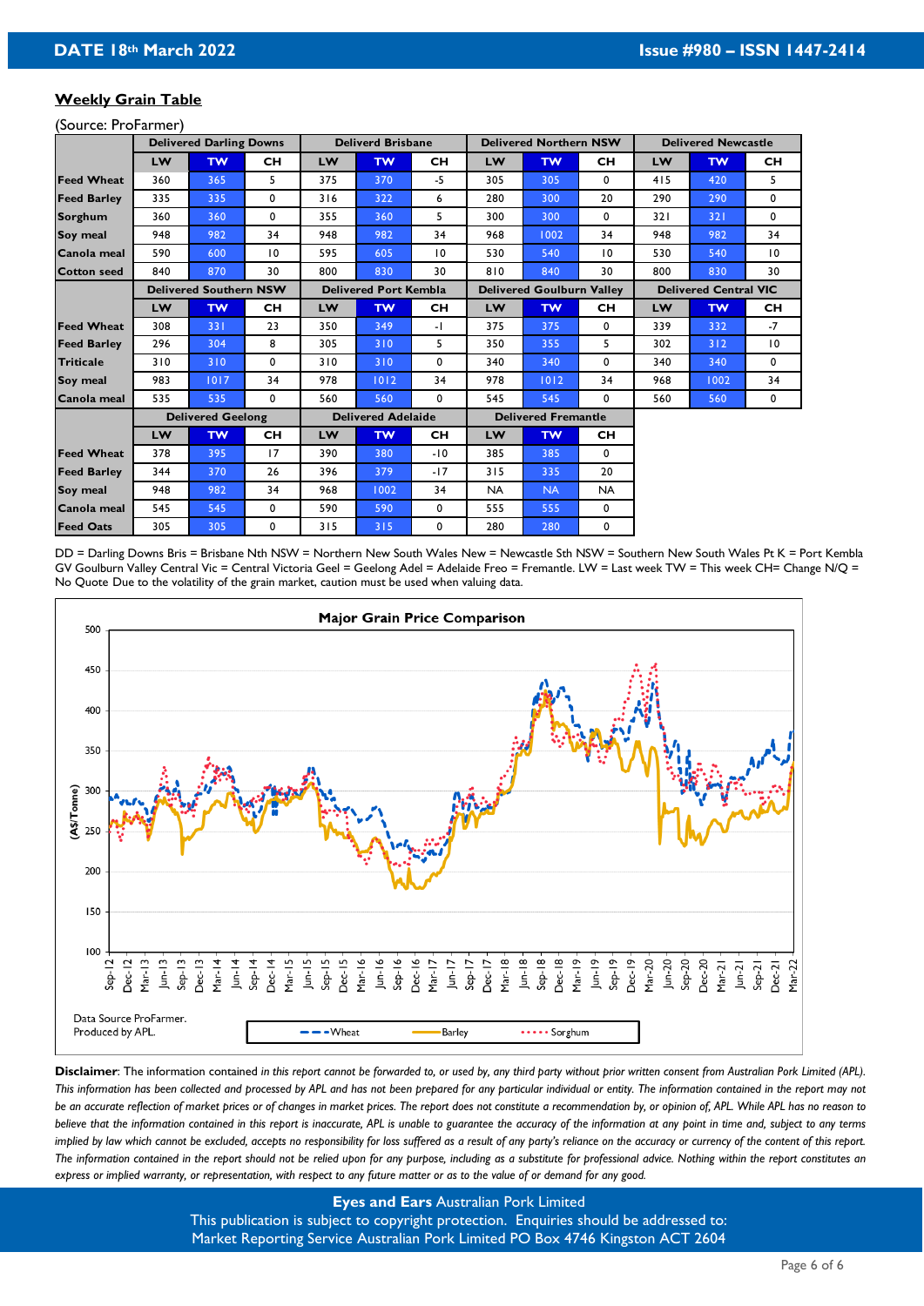DATE 18th March 2022 Issue #980 – ISSN 1447-2414

## Weekly Grain Table

(Source: ProFarmer)

| | Delivered Darling Downs | | | Deliverd Brisbane | | | Delivered Northern NSW | | | Delivered Newcastle | | |
|---|---|---|---|---|---|---|---|---|---|---|---|---|
| | LW | TW | CH | LW | TW | CH | LW | TW | CH | LW | TW | CH |
| Feed Wheat | 360 | 365 | 5 | 375 | 370 | -5 | 305 | 305 | 0 | 415 | 420 | 5 |
| Feed Barley | 335 | 335 | 0 | 316 | 322 | 6 | 280 | 300 | 20 | 290 | 290 | 0 |
| Sorghum | 360 | 360 | 0 | 355 | 360 | 5 | 300 | 300 | 0 | 321 | 321 | 0 |
| Soy meal | 948 | 982 | 34 | 948 | 982 | 34 | 968 | 1002 | 34 | 948 | 982 | 34 |
| Canola meal | 590 | 600 | 10 | 595 | 605 | 10 | 530 | 540 | 10 | 530 | 540 | 10 |
| Cotton seed | 840 | 870 | 30 | 800 | 830 | 30 | 810 | 840 | 30 | 800 | 830 | 30 |
| | Delivered Southern NSW | | | Delivered Port Kembla | | | Delivered Goulburn Valley | | | Delivered Central VIC | | |
| | LW | TW | CH | LW | TW | CH | LW | TW | CH | LW | TW | CH |
| Feed Wheat | 308 | 331 | 23 | 350 | 349 | -1 | 375 | 375 | 0 | 339 | 332 | -7 |
| Feed Barley | 296 | 304 | 8 | 305 | 310 | 5 | 350 | 355 | 5 | 302 | 312 | 10 |
| Triticale | 310 | 310 | 0 | 310 | 310 | 0 | 340 | 340 | 0 | 340 | 340 | 0 |
| Soy meal | 983 | 1017 | 34 | 978 | 1012 | 34 | 978 | 1012 | 34 | 968 | 1002 | 34 |
| Canola meal | 535 | 535 | 0 | 560 | 560 | 0 | 545 | 545 | 0 | 560 | 560 | 0 |
| | Delivered Geelong | | | Delivered Adelaide | | | Delivered Fremantle | | | | | |
| | LW | TW | CH | LW | TW | CH | LW | TW | CH | | | |
| Feed Wheat | 378 | 395 | 17 | 390 | 380 | -10 | 385 | 385 | 0 | | | |
| Feed Barley | 344 | 370 | 26 | 396 | 379 | -17 | 315 | 335 | 20 | | | |
| Soy meal | 948 | 982 | 34 | 968 | 1002 | 34 | NA | NA | NA | | | |
| Canola meal | 545 | 545 | 0 | 590 | 590 | 0 | 555 | 555 | 0 | | | |
| Feed Oats | 305 | 305 | 0 | 315 | 315 | 0 | 280 | 280 | 0 | | | |

DD = Darling Downs Bris = Brisbane Nth NSW = Northern New South Wales New = Newcastle Sth NSW = Southern New South Wales Pt K = Port Kembla GV Goulburn Valley Central Vic = Central Victoria Geel = Geelong Adel = Adelaide Freo = Fremantle. LW = Last week TW = This week CH= Change N/Q = No Quote Due to the volatility of the grain market, caution must be used when valuing data.

Major Grain Price Comparison

(A$/Tonne)

500
450
400
350
300
250
200
150
100

Sep-12 Dec-12 Mar-13 Jun-13 Sep-13 Dec-13 Mar-14 Jun-14 Sep-14 Dec-14 Mar-15 Jun-15 Sep-15 Dec-15 Mar-16 Jun-16 Sep-16 Dec-16 Mar-17 Jun-17 Sep-17 Dec-17 Mar-18 Jun-18 Sep-18 Dec-18 Mar-19 Jun-19 Sep-19 Dec-19 Mar-20 Jun-20 Sep-20 Dec-20 Mar-21 Jun-21 Sep-21 Dec-21 Mar-22

Wheat Barley Sorghum

Data Source ProFarmer.
Produced by APL.

**Disclaimer**: The information contained *in this report cannot be forwarded to, or used by, any third party without prior written consent from Australian Pork Limited (APL). This information has been collected and processed by APL and has not been prepared for any particular individual or entity. The information contained in the report may not be an accurate reflection of market prices or of changes in market prices. The report does not constitute a recommendation by, or opinion of, APL. While APL has no reason to believe that the information contained in this report is inaccurate, APL is unable to guarantee the accuracy of the information at any point in time and, subject to any terms implied by law which cannot be excluded, accepts no responsibility for loss suffered as a result of any party's reliance on the accuracy or currency of the content of this report. The information contained in the report should not be relied upon for any purpose, including as a substitute for professional advice. Nothing within the report constitutes an express or implied warranty, or representation, with respect to any future matter or as to the value of or demand for any good.*

**Eyes and Ears** Australian Pork Limited
This publication is subject to copyright protection. Enquiries should be addressed to:
Market Reporting Service Australian Pork Limited PO Box 4746 Kingston ACT 2604